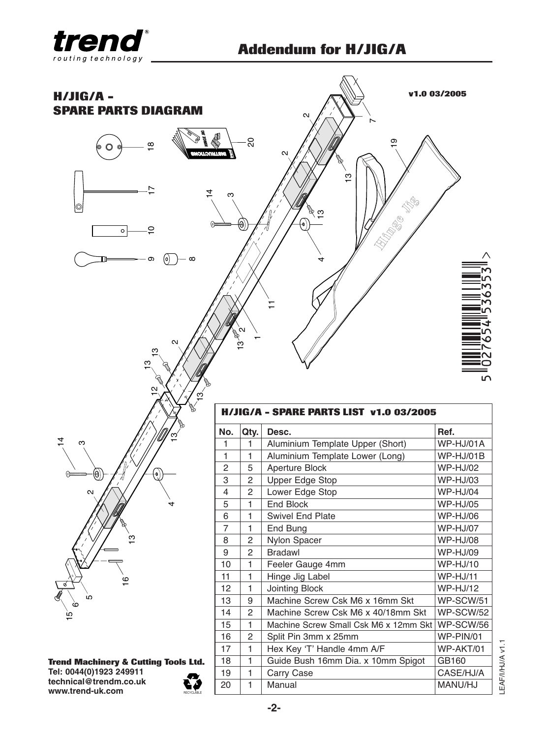# Addendum for H/JIG/A

## H/JIG/A – SPARE PARTS DIAGRAM

v1.0 03/2005

### H/JIG/A – SPARE PARTS LIST v1.0 03/2005

| No. | Qty. | Desc. | Ref. |
|---|---|---|---|
| 1 | 1 | Aluminium Template Upper (Short) | WP-HJ/01A |
| 1 | 1 | Aluminium Template Lower (Long) | WP-HJ/01B |
| 2 | 5 | Aperture Block | WP-HJ/02 |
| 3 | 2 | Upper Edge Stop | WP-HJ/03 |
| 4 | 2 | Lower Edge Stop | WP-HJ/04 |
| 5 | 1 | End Block | WP-HJ/05 |
| 6 | 1 | Swivel End Plate | WP-HJ/06 |
| 7 | 1 | End Bung | WP-HJ/07 |
| 8 | 2 | Nylon Spacer | WP-HJ/08 |
| 9 | 2 | Bradawl | WP-HJ/09 |
| 10 | 1 | Feeler Gauge 4mm | WP-HJ/10 |
| 11 | 1 | Hinge Jig Label | WP-HJ/11 |
| 12 | 1 | Jointing Block | WP-HJ/12 |
| 13 | 9 | Machine Screw Csk M6 x 16mm Skt | WP-SCW/51 |
| 14 | 2 | Machine Screw Csk M6 x 40/18mm Skt | WP-SCW/52 |
| 15 | 1 | Machine Screw Small Csk M6 x 12mm Skt | WP-SCW/56 |
| 16 | 2 | Split Pin 3mm x 25mm | WP-PIN/01 |
| 17 | 1 | Hex Key 'T' Handle 4mm A/F | WP-AKT/01 |
| 18 | 1 | Guide Bush 16mm Dia. x 10mm Spigot | GB160 |
| 19 | 1 | Carry Case | CASE/HJ/A |
| 20 | 1 | Manual | MANU/HJ |

**Trend Machinery & Cutting Tools Ltd.**
Tel: 0044(0)1923 249911
technical@trendm.co.uk
www.trend-uk.com

LEAF/I/HJ/A v1.1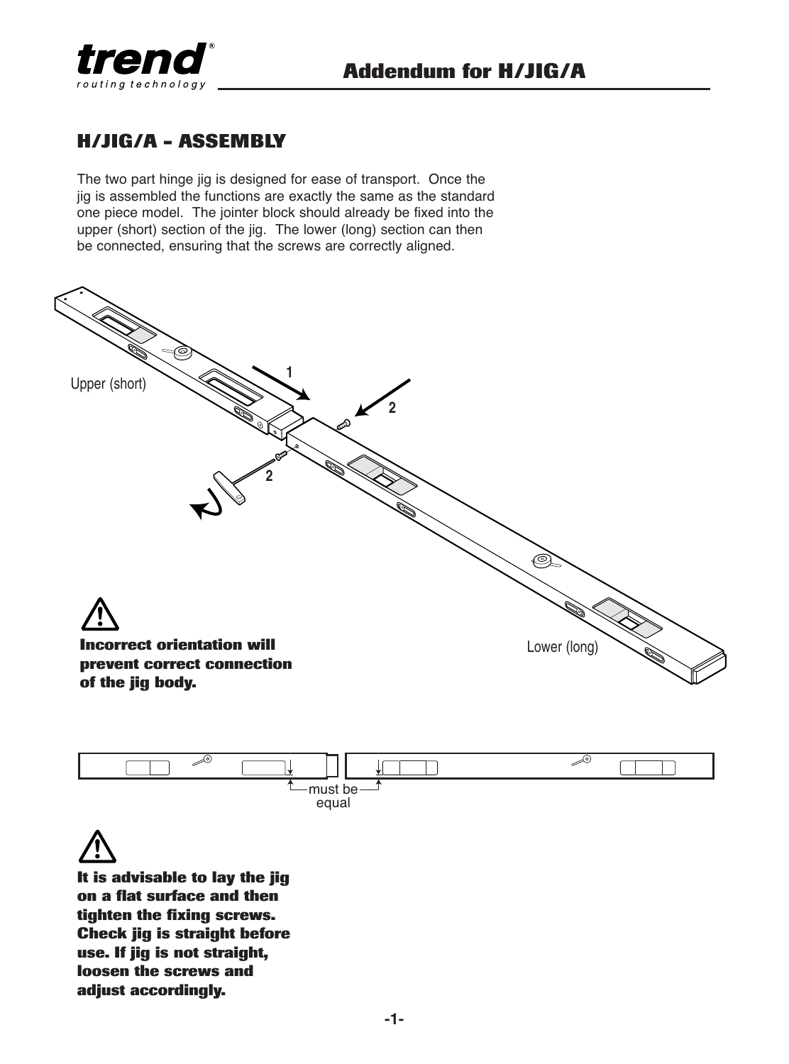# Addendum for H/JIG/A

## H/JIG/A – ASSEMBLY

The two part hinge jig is designed for ease of transport. Once the jig is assembled the functions are exactly the same as the standard one piece model. The jointer block should already be fixed into the upper (short) section of the jig. The lower (long) section can then be connected, ensuring that the screws are correctly aligned.

Upper (short)

1

2

2

Lower (long)

**Incorrect orientation will prevent correct connection of the jig body.**

must be equal

**It is advisable to lay the jig on a flat surface and then tighten the fixing screws. Check jig is straight before use. If jig is not straight, loosen the screws and adjust accordingly.**